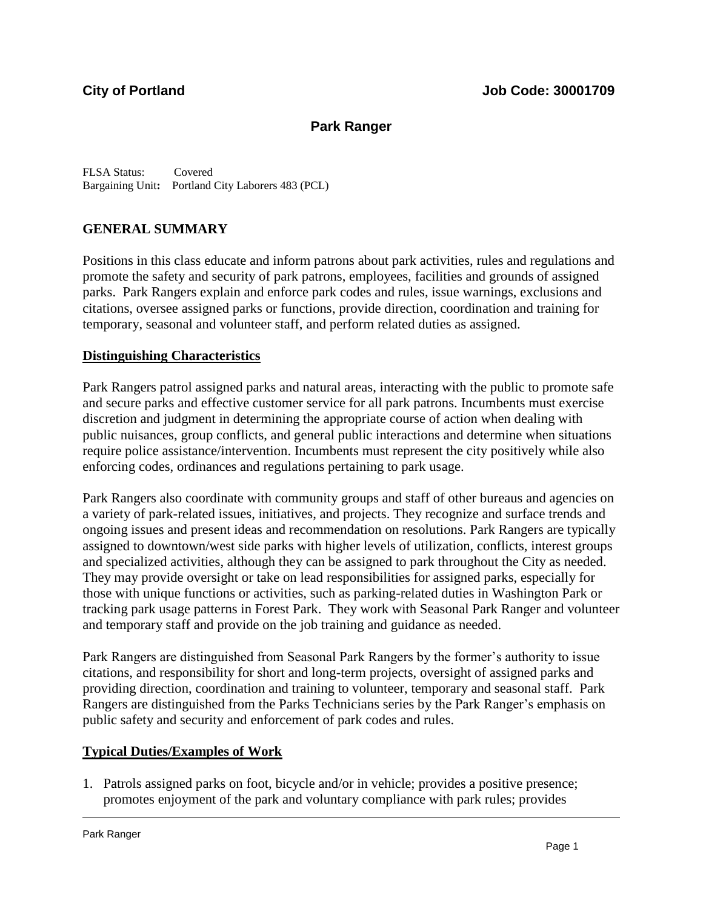**City of Portland** **Job Code: 30001709**

## Park Ranger

FLSA Status: Covered
Bargaining Unit**:** Portland City Laborers 483 (PCL)

## GENERAL SUMMARY

Positions in this class educate and inform patrons about park activities, rules and regulations and promote the safety and security of park patrons, employees, facilities and grounds of assigned parks. Park Rangers explain and enforce park codes and rules, issue warnings, exclusions and citations, oversee assigned parks or functions, provide direction, coordination and training for temporary, seasonal and volunteer staff, and perform related duties as assigned.

### Distinguishing Characteristics

Park Rangers patrol assigned parks and natural areas, interacting with the public to promote safe and secure parks and effective customer service for all park patrons. Incumbents must exercise discretion and judgment in determining the appropriate course of action when dealing with public nuisances, group conflicts, and general public interactions and determine when situations require police assistance/intervention. Incumbents must represent the city positively while also enforcing codes, ordinances and regulations pertaining to park usage.

Park Rangers also coordinate with community groups and staff of other bureaus and agencies on a variety of park-related issues, initiatives, and projects. They recognize and surface trends and ongoing issues and present ideas and recommendation on resolutions. Park Rangers are typically assigned to downtown/west side parks with higher levels of utilization, conflicts, interest groups and specialized activities, although they can be assigned to park throughout the City as needed. They may provide oversight or take on lead responsibilities for assigned parks, especially for those with unique functions or activities, such as parking-related duties in Washington Park or tracking park usage patterns in Forest Park. They work with Seasonal Park Ranger and volunteer and temporary staff and provide on the job training and guidance as needed.

Park Rangers are distinguished from Seasonal Park Rangers by the former's authority to issue citations, and responsibility for short and long-term projects, oversight of assigned parks and providing direction, coordination and training to volunteer, temporary and seasonal staff. Park Rangers are distinguished from the Parks Technicians series by the Park Ranger's emphasis on public safety and security and enforcement of park codes and rules.

### Typical Duties/Examples of Work

1. Patrols assigned parks on foot, bicycle and/or in vehicle; provides a positive presence; promotes enjoyment of the park and voluntary compliance with park rules; provides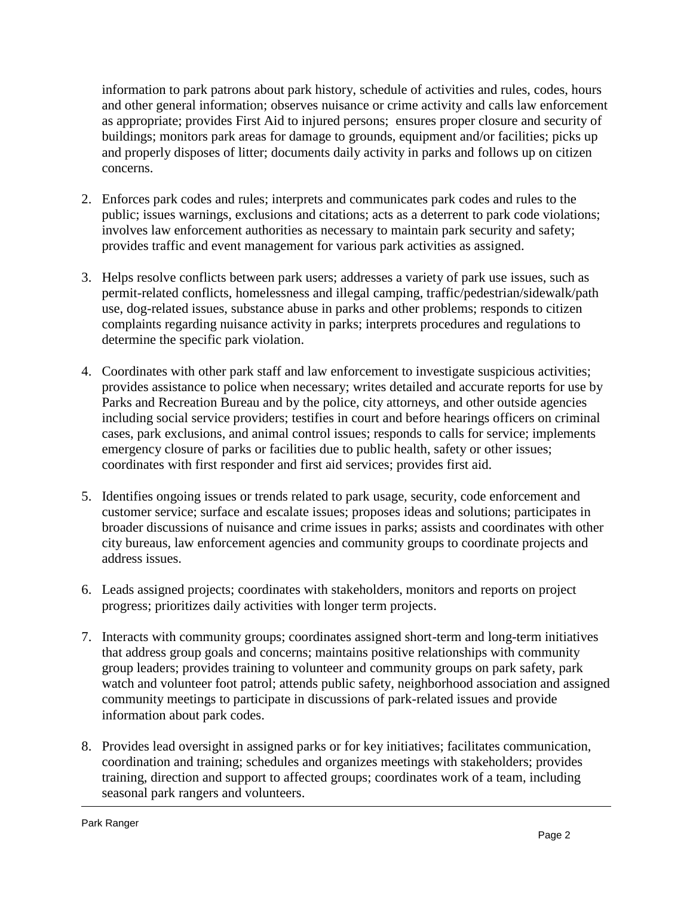information to park patrons about park history, schedule of activities and rules, codes, hours and other general information; observes nuisance or crime activity and calls law enforcement as appropriate; provides First Aid to injured persons; ensures proper closure and security of buildings; monitors park areas for damage to grounds, equipment and/or facilities; picks up and properly disposes of litter; documents daily activity in parks and follows up on citizen concerns.

2. Enforces park codes and rules; interprets and communicates park codes and rules to the public; issues warnings, exclusions and citations; acts as a deterrent to park code violations; involves law enforcement authorities as necessary to maintain park security and safety; provides traffic and event management for various park activities as assigned.

3. Helps resolve conflicts between park users; addresses a variety of park use issues, such as permit-related conflicts, homelessness and illegal camping, traffic/pedestrian/sidewalk/path use, dog-related issues, substance abuse in parks and other problems; responds to citizen complaints regarding nuisance activity in parks; interprets procedures and regulations to determine the specific park violation.

4. Coordinates with other park staff and law enforcement to investigate suspicious activities; provides assistance to police when necessary; writes detailed and accurate reports for use by Parks and Recreation Bureau and by the police, city attorneys, and other outside agencies including social service providers; testifies in court and before hearings officers on criminal cases, park exclusions, and animal control issues; responds to calls for service; implements emergency closure of parks or facilities due to public health, safety or other issues; coordinates with first responder and first aid services; provides first aid.

5. Identifies ongoing issues or trends related to park usage, security, code enforcement and customer service; surface and escalate issues; proposes ideas and solutions; participates in broader discussions of nuisance and crime issues in parks; assists and coordinates with other city bureaus, law enforcement agencies and community groups to coordinate projects and address issues.

6. Leads assigned projects; coordinates with stakeholders, monitors and reports on project progress; prioritizes daily activities with longer term projects.

7. Interacts with community groups; coordinates assigned short-term and long-term initiatives that address group goals and concerns; maintains positive relationships with community group leaders; provides training to volunteer and community groups on park safety, park watch and volunteer foot patrol; attends public safety, neighborhood association and assigned community meetings to participate in discussions of park-related issues and provide information about park codes.

8. Provides lead oversight in assigned parks or for key initiatives; facilitates communication, coordination and training; schedules and organizes meetings with stakeholders; provides training, direction and support to affected groups; coordinates work of a team, including seasonal park rangers and volunteers.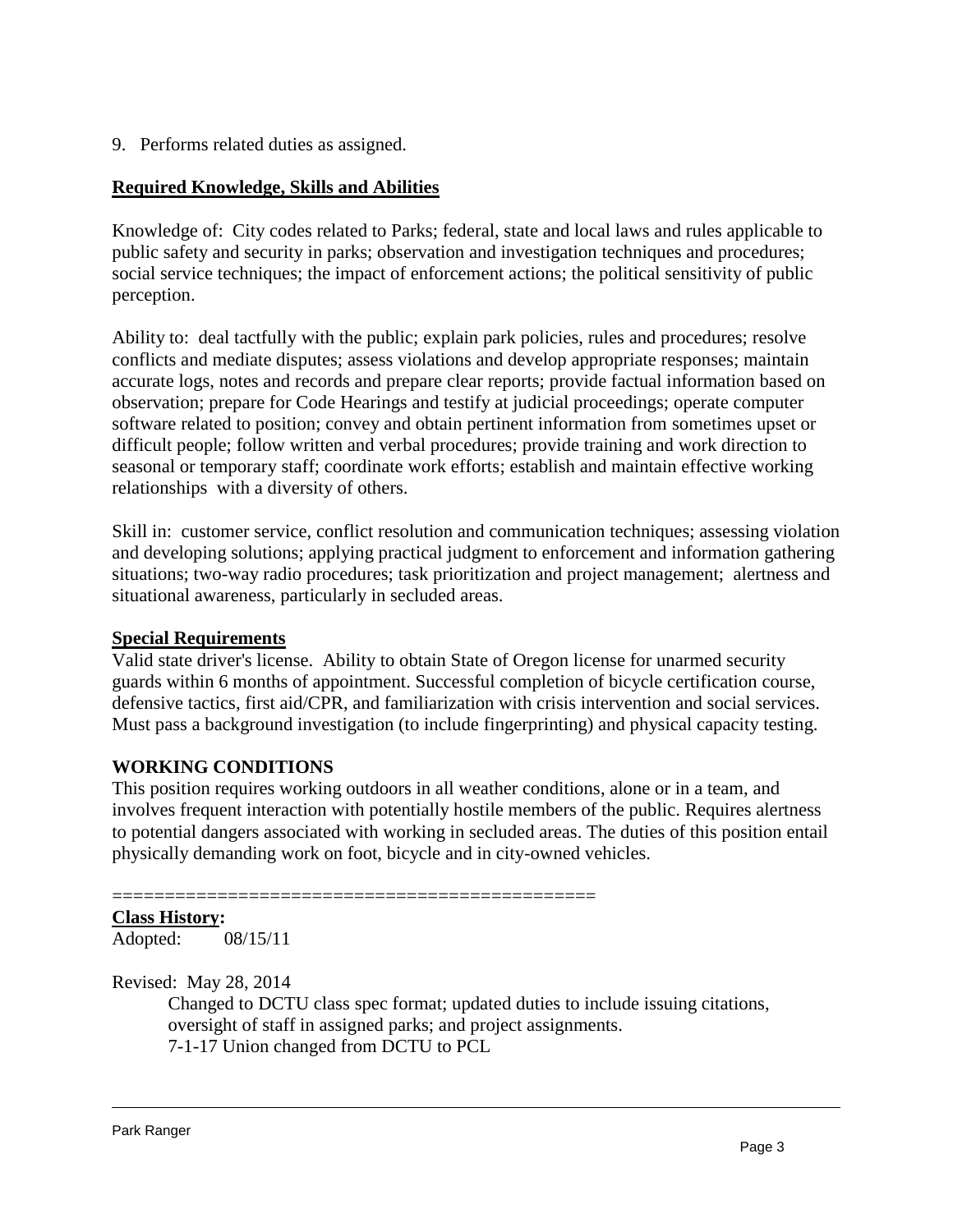9. Performs related duties as assigned.

## Required Knowledge, Skills and Abilities

Knowledge of: City codes related to Parks; federal, state and local laws and rules applicable to public safety and security in parks; observation and investigation techniques and procedures; social service techniques; the impact of enforcement actions; the political sensitivity of public perception.

Ability to: deal tactfully with the public; explain park policies, rules and procedures; resolve conflicts and mediate disputes; assess violations and develop appropriate responses; maintain accurate logs, notes and records and prepare clear reports; provide factual information based on observation; prepare for Code Hearings and testify at judicial proceedings; operate computer software related to position; convey and obtain pertinent information from sometimes upset or difficult people; follow written and verbal procedures; provide training and work direction to seasonal or temporary staff; coordinate work efforts; establish and maintain effective working relationships with a diversity of others.

Skill in: customer service, conflict resolution and communication techniques; assessing violation and developing solutions; applying practical judgment to enforcement and information gathering situations; two-way radio procedures; task prioritization and project management; alertness and situational awareness, particularly in secluded areas.

## Special Requirements

Valid state driver's license. Ability to obtain State of Oregon license for unarmed security guards within 6 months of appointment. Successful completion of bicycle certification course, defensive tactics, first aid/CPR, and familiarization with crisis intervention and social services. Must pass a background investigation (to include fingerprinting) and physical capacity testing.

## WORKING CONDITIONS

This position requires working outdoors in all weather conditions, alone or in a team, and involves frequent interaction with potentially hostile members of the public. Requires alertness to potential dangers associated with working in secluded areas. The duties of this position entail physically demanding work on foot, bicycle and in city-owned vehicles.

==============================================

**Class History:**

Adopted: 08/15/11

Revised: May 28, 2014

Changed to DCTU class spec format; updated duties to include issuing citations, oversight of staff in assigned parks; and project assignments.

7-1-17 Union changed from DCTU to PCL